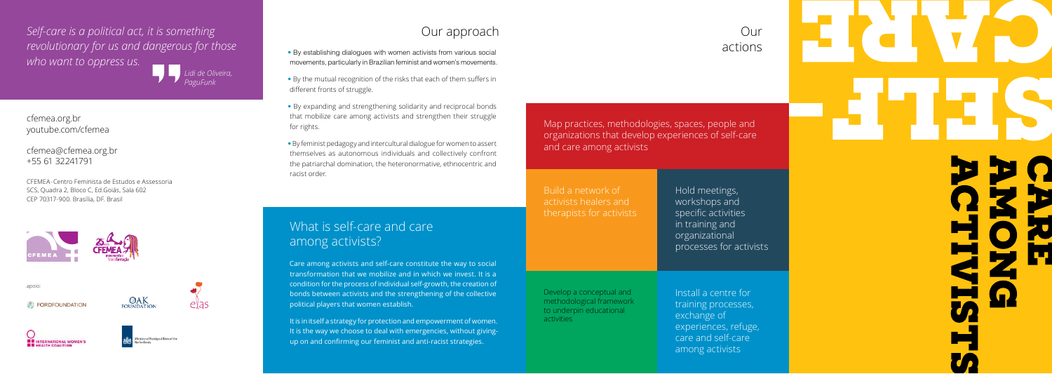*Self-care is a political act, it is something revolutionary for us and dangerous for those who want to oppress us.*

*Lidi de Oliveira, PaguFunk*

cfemea.org.br
youtube.com/cfemea

cfemea@cfemea.org.br
+55 61 32241791

CFEMEA-Centro Feminista de Estudos e Assessoria
SCS, Quadra 2, Bloco C, Ed.Goiás, Sala 602
CEP 70317-900. Brasília, DF. Brasil

apoio:

## Our approach

- By establishing dialogues with women activists from various social movements, particularly in Brazilian feminist and women's movements.
- By the mutual recognition of the risks that each of them suffers in different fronts of struggle.
- By expanding and strengthening solidarity and reciprocal bonds that mobilize care among activists and strengthen their struggle for rights.
- By feminist pedagogy and intercultural dialogue for women to assert themselves as autonomous individuals and collectively confront the patriarchal domination, the heteronormative, ethnocentric and racist order.

## What is self-care and care among activists?

Care among activists and self-care constitute the way to social transformation that we mobilize and in which we invest. It is a condition for the process of individual self-growth, the creation of bonds between activists and the strengthening of the collective political players that women establish.

It is in itself a strategy for protection and empowerment of women. It is the way we choose to deal with emergencies, without giving-up on and confirming our feminist and anti-racist strategies.

## Our actions

Map practices, methodologies, spaces, people and organizations that develop experiences of self-care and care among activists

Build a network of activists healers and therapists for activists

Hold meetings, workshops and specific activities in training and organizational processes for activists

Develop a conceptual and methodological framework to underpin educational activities

Install a centre for training processes, exchange of experiences, refuge, care and self-care among activists

# SELF-CARE

# CARE AMONG ACTIVISTS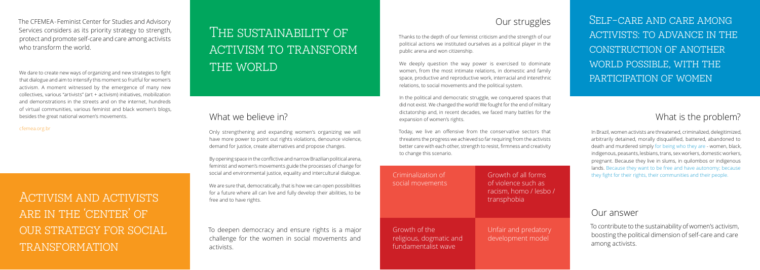The CFEMEA-Feminist Center for Studies and Advisory Services considers as its priority strategy to strength, protect and promote self-care and care among activists who transform the world.

We dare to create new ways of organizing and new strategies to fight that dialogue and aim to intensify this moment so fruitful for women's activism. A moment witnessed by the emergence of many new collectives, various "artivists" (art + activism) initiatives, mobilization and demonstrations in the streets and on the internet, hundreds of virtual communities, various feminist and black women's blogs, besides the great national women's movements.

cfemea.org.br

# Activism and activists are in the 'center' of our strategy for social transformation

# The sustainability of activism to transform the world

## What we believe in?

Only strengthening and expanding women's organizing we will have more power to point out rights violations, denounce violence, demand for justice, create alternatives and propose changes.

By opening space in the conflictive and narrow Brazilian political arena, feminist and women's movements guide the processes of change for social and environmental justice, equality and intercultural dialogue.

We are sure that, democratically, that is how we can open possibilities for a future where all can live and fully develop their abilities, to be free and to have rights.

To deepen democracy and ensure rights is a major challenge for the women in social movements and activists.

## Our struggles

Thanks to the depth of our feminist criticism and the strength of our political actions we instituted ourselves as a political player in the public arena and won citizenship.

We deeply question the way power is exercised to dominate women, from the most intimate relations, in domestic and family space, productive and reproductive work, interracial and interethnic relations, to social movements and the political system.

In the political and democratic struggle, we conquered spaces that did not exist. We changed the world! We fought for the end of military dictatorship and, in recent decades, we faced many battles for the expansion of women's rights.

Today, we live an offensive from the conservative sectors that threatens the progress we achieved so far requiring from the activists better care with each other, strength to resist, firmness and creativity to change this scenario.

| | |
|---|---|
| Criminalization of social movements | Growth of all forms of violence such as racism, homo / lesbo / transphobia |
| Growth of the religious, dogmatic and fundamentalist wave | Unfair and predatory development model |

# Self-care and care among activists: to advance in the construction of another world possible, with the participation of women

## What is the problem?

In Brazil, women activists are threatened, criminalized, delegitimized, arbitrarily detained, morally disqualified, battered, abandoned to death and murdered simply for being who they are - women, black, indigenous, peasants, lesbians, trans, sex workers, domestic workers, pregnant. Because they live in slums, in quilombos or indigenous lands. Because they want to be free and have autonomy; because they fight for their rights, their communities and their people.

## Our answer

To contribute to the sustainability of women's activism, boosting the political dimension of self-care and care among activists.